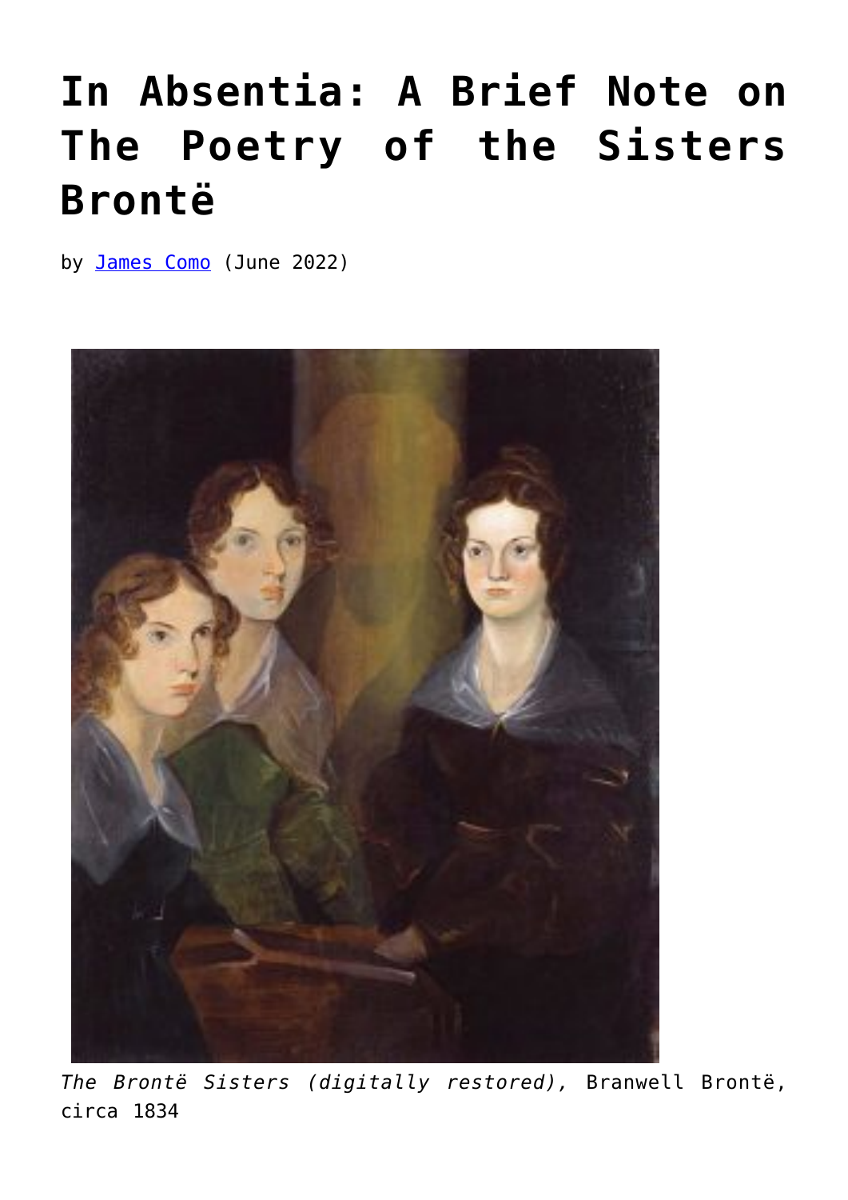# In Absentia: A Brief Note on The Poetry of the Sisters Brontë

by James Como (June 2022)

*The Brontë Sisters (digitally restored),* Branwell Brontë, circa 1834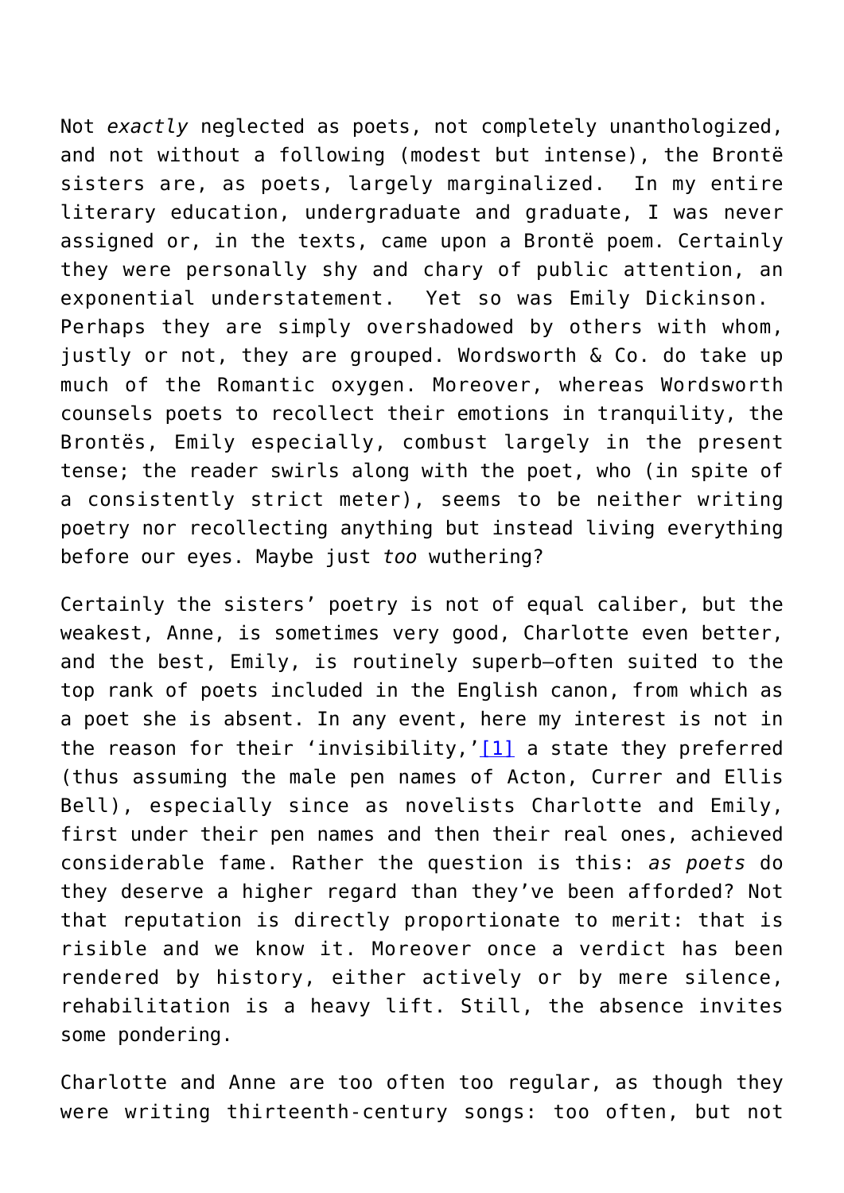Not *exactly* neglected as poets, not completely unanthologized, and not without a following (modest but intense), the Brontë sisters are, as poets, largely marginalized. In my entire literary education, undergraduate and graduate, I was never assigned or, in the texts, came upon a Brontë poem. Certainly they were personally shy and chary of public attention, an exponential understatement. Yet so was Emily Dickinson. Perhaps they are simply overshadowed by others with whom, justly or not, they are grouped. Wordsworth & Co. do take up much of the Romantic oxygen. Moreover, whereas Wordsworth counsels poets to recollect their emotions in tranquility, the Brontës, Emily especially, combust largely in the present tense; the reader swirls along with the poet, who (in spite of a consistently strict meter), seems to be neither writing poetry nor recollecting anything but instead living everything before our eyes. Maybe just *too* wuthering?

Certainly the sisters' poetry is not of equal caliber, but the weakest, Anne, is sometimes very good, Charlotte even better, and the best, Emily, is routinely superb—often suited to the top rank of poets included in the English canon, from which as a poet she is absent. In any event, here my interest is not in the reason for their 'invisibility,'[1] a state they preferred (thus assuming the male pen names of Acton, Currer and Ellis Bell), especially since as novelists Charlotte and Emily, first under their pen names and then their real ones, achieved considerable fame. Rather the question is this: *as poets* do they deserve a higher regard than they've been afforded? Not that reputation is directly proportionate to merit: that is risible and we know it. Moreover once a verdict has been rendered by history, either actively or by mere silence, rehabilitation is a heavy lift. Still, the absence invites some pondering.

Charlotte and Anne are too often too regular, as though they were writing thirteenth-century songs: too often, but not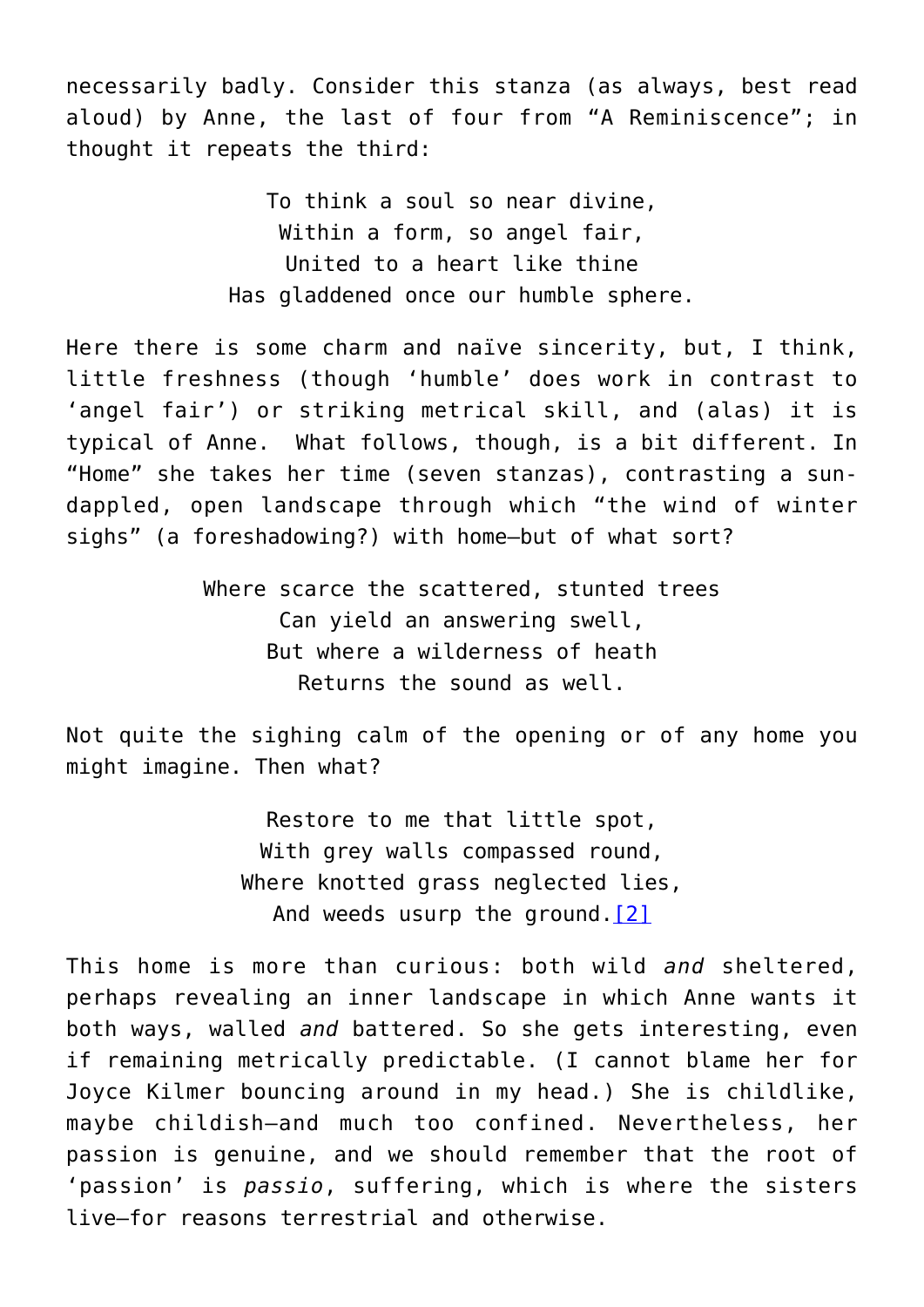necessarily badly. Consider this stanza (as always, best read aloud) by Anne, the last of four from "A Reminiscence"; in thought it repeats the third:

> To think a soul so near divine,
> Within a form, so angel fair,
> United to a heart like thine
> Has gladdened once our humble sphere.

Here there is some charm and naïve sincerity, but, I think, little freshness (though 'humble' does work in contrast to 'angel fair') or striking metrical skill, and (alas) it is typical of Anne. What follows, though, is a bit different. In "Home" she takes her time (seven stanzas), contrasting a sun-dappled, open landscape through which "the wind of winter sighs" (a foreshadowing?) with home—but of what sort?

> Where scarce the scattered, stunted trees
> Can yield an answering swell,
> But where a wilderness of heath
> Returns the sound as well.

Not quite the sighing calm of the opening or of any home you might imagine. Then what?

> Restore to me that little spot,
> With grey walls compassed round,
> Where knotted grass neglected lies,
> And weeds usurp the ground.[2]

This home is more than curious: both wild *and* sheltered, perhaps revealing an inner landscape in which Anne wants it both ways, walled *and* battered. So she gets interesting, even if remaining metrically predictable. (I cannot blame her for Joyce Kilmer bouncing around in my head.) She is childlike, maybe childish—and much too confined. Nevertheless, her passion is genuine, and we should remember that the root of 'passion' is *passio*, suffering, which is where the sisters live—for reasons terrestrial and otherwise.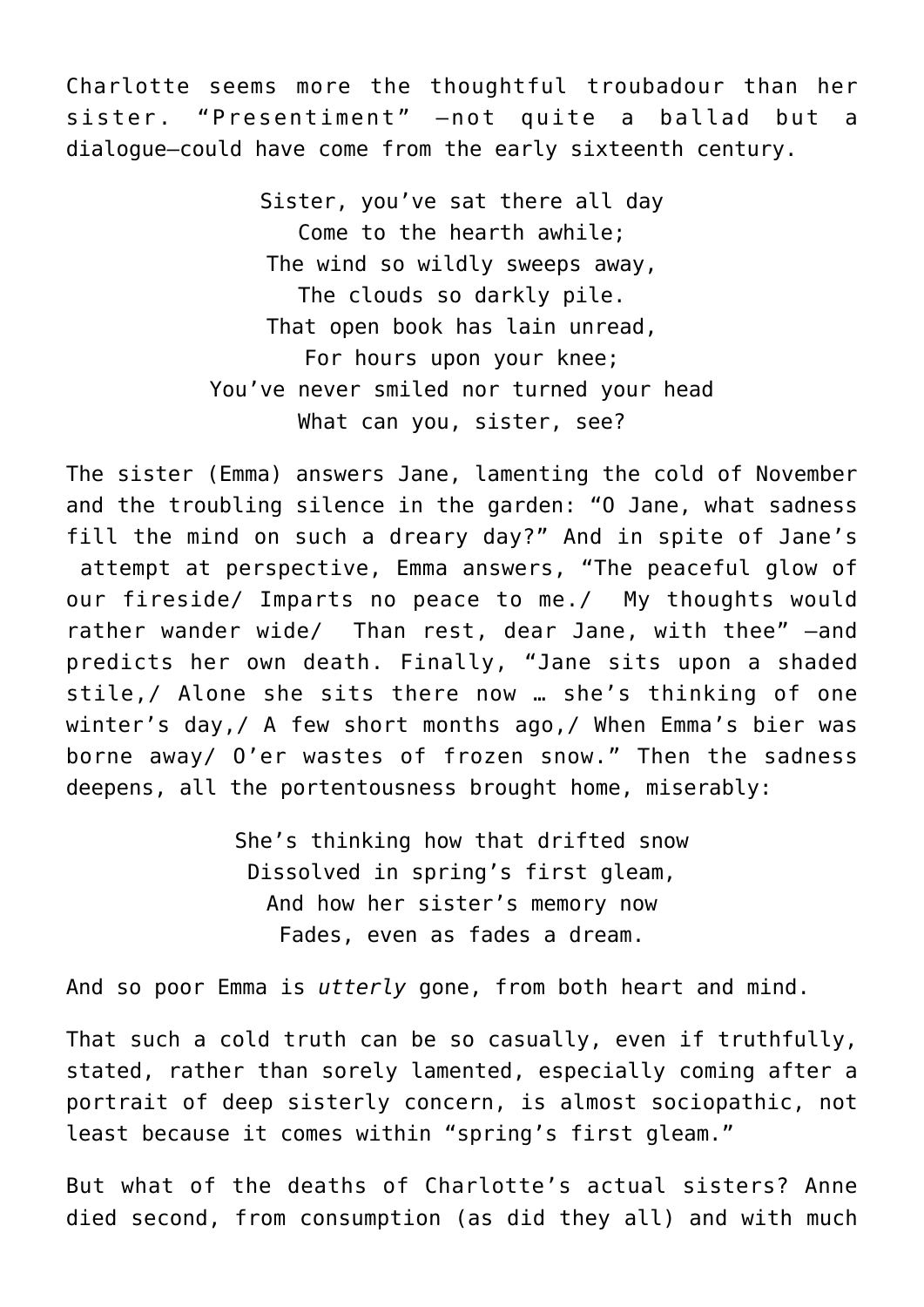Charlotte seems more the thoughtful troubadour than her sister. “Presentiment” —not quite a ballad but a dialogue—could have come from the early sixteenth century.

> Sister, you’ve sat there all day  
> Come to the hearth awhile;  
> The wind so wildly sweeps away,  
> The clouds so darkly pile.  
> That open book has lain unread,  
> For hours upon your knee;  
> You’ve never smiled nor turned your head  
> What can you, sister, see?

The sister (Emma) answers Jane, lamenting the cold of November and the troubling silence in the garden: “O Jane, what sadness fill the mind on such a dreary day?” And in spite of Jane’s attempt at perspective, Emma answers, “The peaceful glow of our fireside/ Imparts no peace to me./ My thoughts would rather wander wide/ Than rest, dear Jane, with thee” —and predicts her own death. Finally, “Jane sits upon a shaded stile,/ Alone she sits there now … she’s thinking of one winter’s day,/ A few short months ago,/ When Emma’s bier was borne away/ O’er wastes of frozen snow.” Then the sadness deepens, all the portentousness brought home, miserably:

> She’s thinking how that drifted snow  
> Dissolved in spring’s first gleam,  
> And how her sister’s memory now  
> Fades, even as fades a dream.

And so poor Emma is *utterly* gone, from both heart and mind.

That such a cold truth can be so casually, even if truthfully, stated, rather than sorely lamented, especially coming after a portrait of deep sisterly concern, is almost sociopathic, not least because it comes within “spring’s first gleam.”

But what of the deaths of Charlotte’s actual sisters? Anne died second, from consumption (as did they all) and with much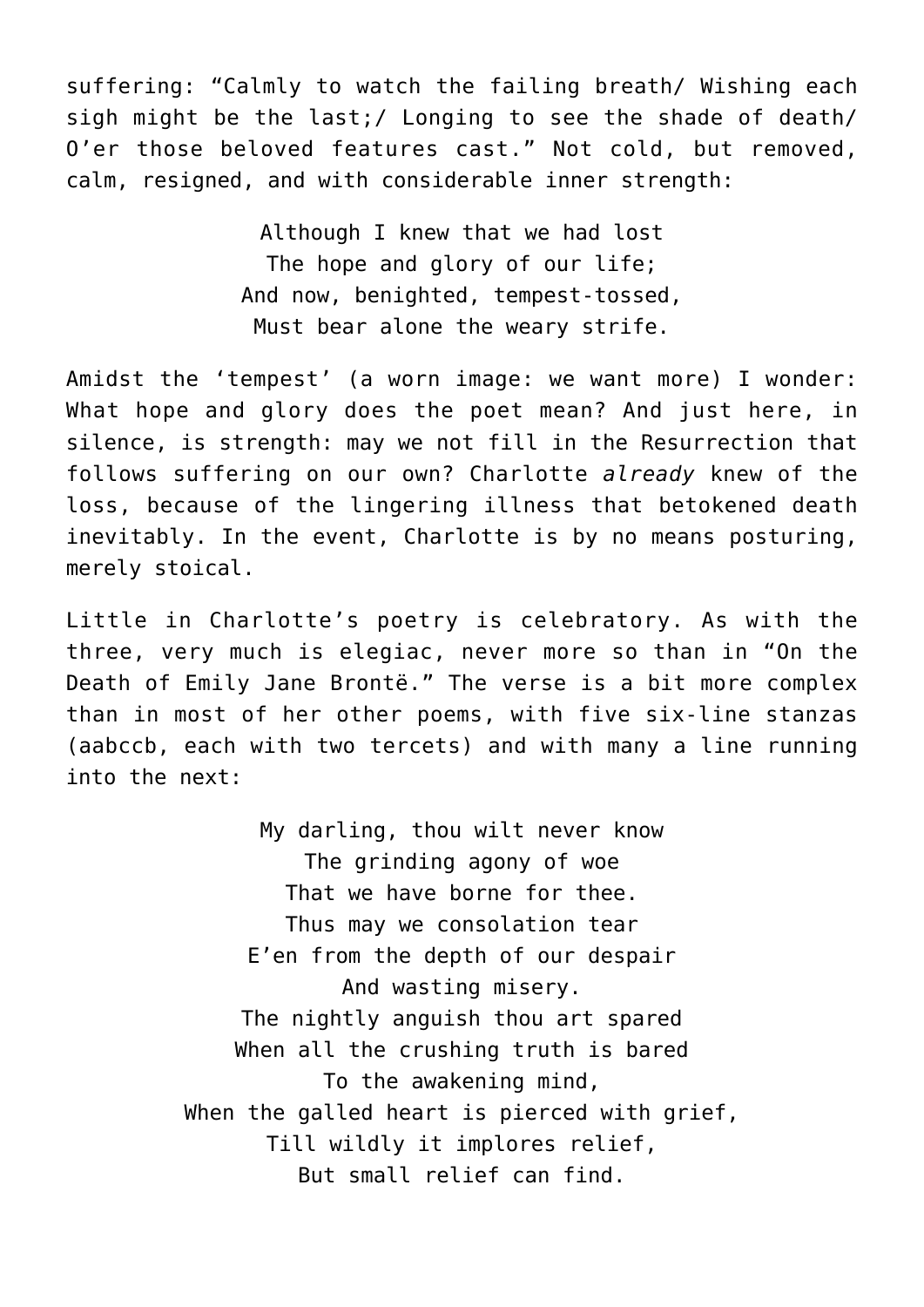suffering: “Calmly to watch the failing breath/ Wishing each sigh might be the last;/ Longing to see the shade of death/ O’er those beloved features cast.” Not cold, but removed, calm, resigned, and with considerable inner strength:

> Although I knew that we had lost
> The hope and glory of our life;
> And now, benighted, tempest-tossed,
> Must bear alone the weary strife.

Amidst the ‘tempest’ (a worn image: we want more) I wonder: What hope and glory does the poet mean? And just here, in silence, is strength: may we not fill in the Resurrection that follows suffering on our own? Charlotte *already* knew of the loss, because of the lingering illness that betokened death inevitably. In the event, Charlotte is by no means posturing, merely stoical.

Little in Charlotte’s poetry is celebratory. As with the three, very much is elegiac, never more so than in “On the Death of Emily Jane Brontë.” The verse is a bit more complex than in most of her other poems, with five six-line stanzas (aabccb, each with two tercets) and with many a line running into the next:

> My darling, thou wilt never know
> The grinding agony of woe
> That we have borne for thee.
> Thus may we consolation tear
> E’en from the depth of our despair
> And wasting misery.
> The nightly anguish thou art spared
> When all the crushing truth is bared
> To the awakening mind,
> When the galled heart is pierced with grief,
> Till wildly it implores relief,
> But small relief can find.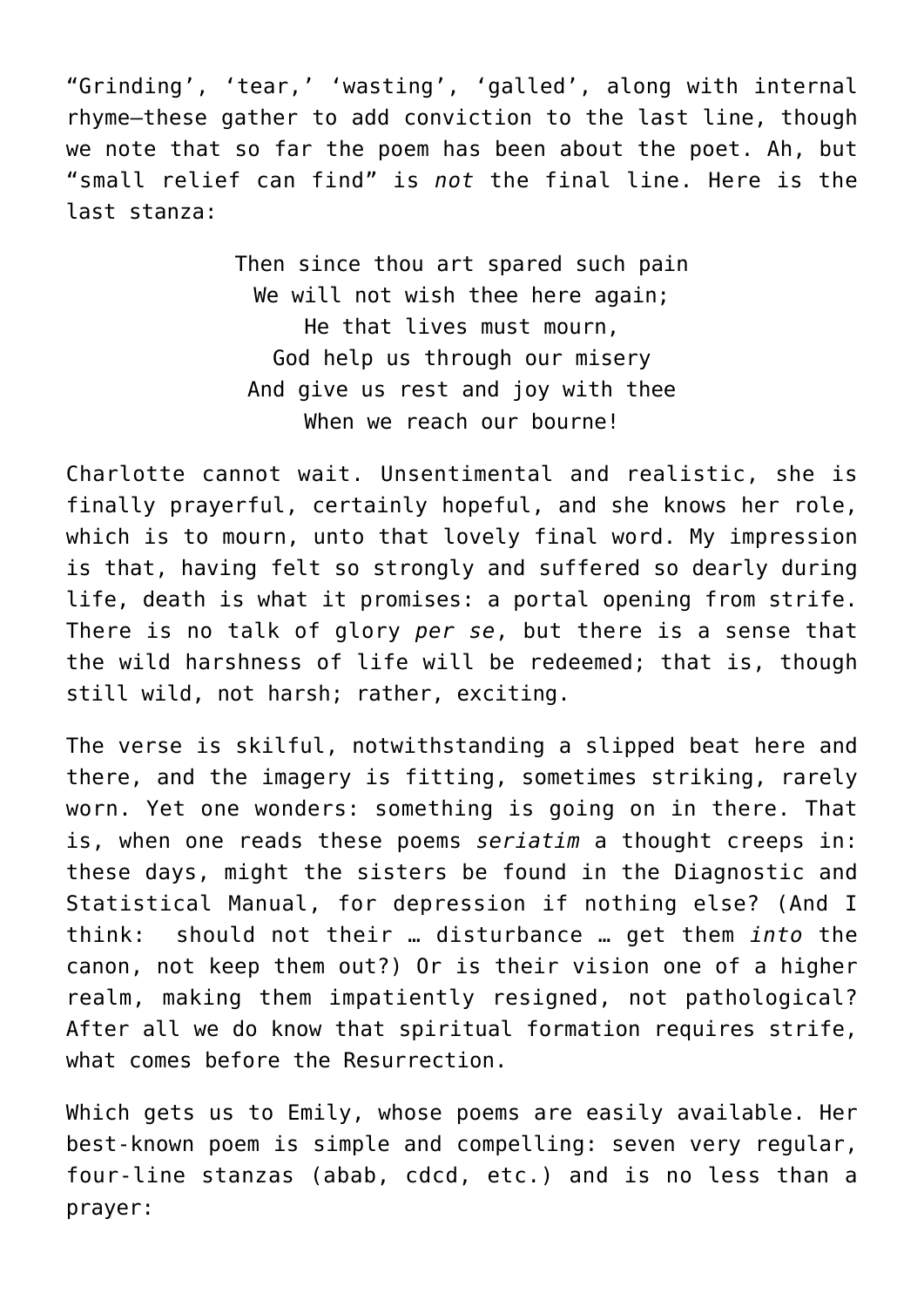"Grinding', 'tear,' 'wasting', 'galled', along with internal rhyme—these gather to add conviction to the last line, though we note that so far the poem has been about the poet. Ah, but "small relief can find" is *not* the final line. Here is the last stanza:

> Then since thou art spared such pain
> We will not wish thee here again;
> He that lives must mourn,
> God help us through our misery
> And give us rest and joy with thee
> When we reach our bourne!

Charlotte cannot wait. Unsentimental and realistic, she is finally prayerful, certainly hopeful, and she knows her role, which is to mourn, unto that lovely final word. My impression is that, having felt so strongly and suffered so dearly during life, death is what it promises: a portal opening from strife. There is no talk of glory *per se*, but there is a sense that the wild harshness of life will be redeemed; that is, though still wild, not harsh; rather, exciting.

The verse is skilful, notwithstanding a slipped beat here and there, and the imagery is fitting, sometimes striking, rarely worn. Yet one wonders: something is going on in there. That is, when one reads these poems *seriatim* a thought creeps in: these days, might the sisters be found in the Diagnostic and Statistical Manual, for depression if nothing else? (And I think: should not their … disturbance … get them *into* the canon, not keep them out?) Or is their vision one of a higher realm, making them impatiently resigned, not pathological? After all we do know that spiritual formation requires strife, what comes before the Resurrection.

Which gets us to Emily, whose poems are easily available. Her best-known poem is simple and compelling: seven very regular, four-line stanzas (abab, cdcd, etc.) and is no less than a prayer: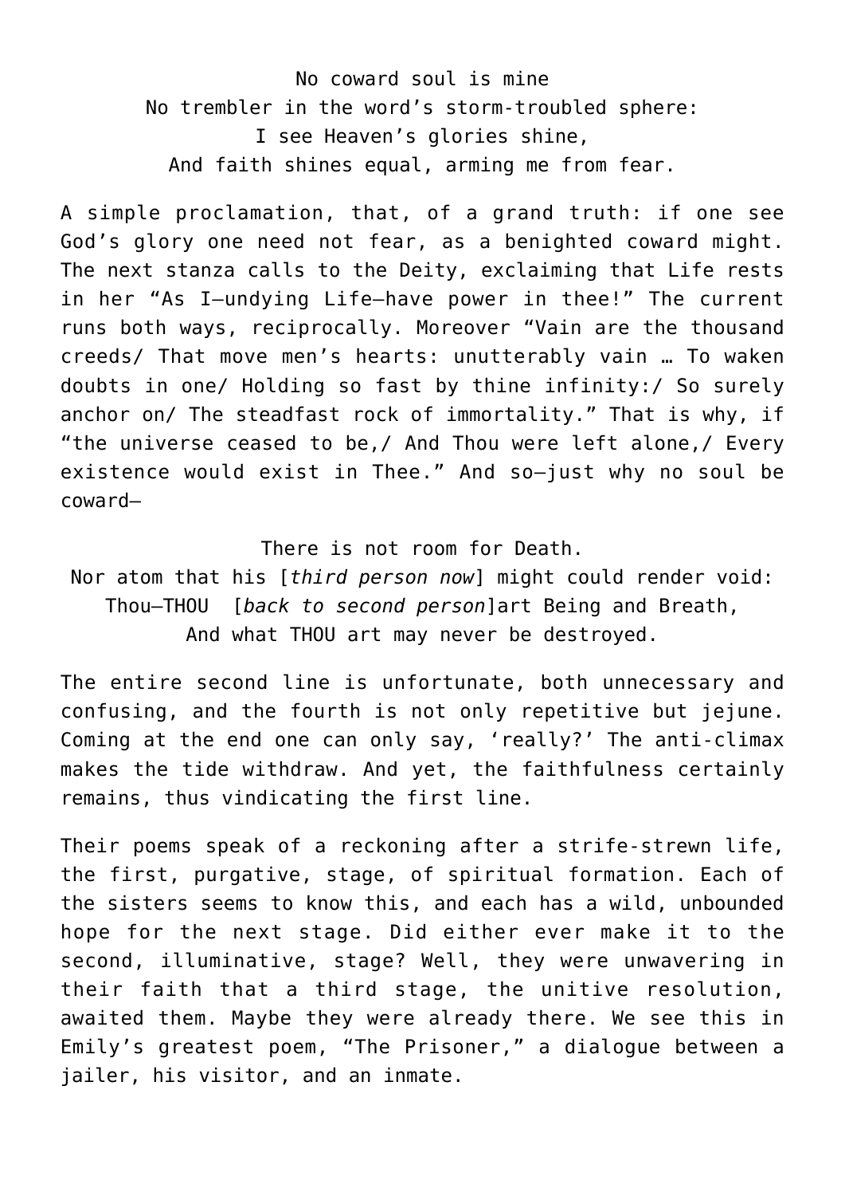No coward soul is mine  
No trembler in the word's storm-troubled sphere:  
I see Heaven's glories shine,  
And faith shines equal, arming me from fear.

A simple proclamation, that, of a grand truth: if one see God's glory one need not fear, as a benighted coward might. The next stanza calls to the Deity, exclaiming that Life rests in her "As I—undying Life—have power in thee!" The current runs both ways, reciprocally. Moreover "Vain are the thousand creeds/ That move men's hearts: unutterably vain … To waken doubts in one/ Holding so fast by thine infinity:/ So surely anchor on/ The steadfast rock of immortality." That is why, if "the universe ceased to be,/ And Thou were left alone,/ Every existence would exist in Thee." And so—just why no soul be coward—

There is not room for Death.  
Nor atom that his [*third person now*] might could render void:  
Thou—THOU [*back to second person*]art Being and Breath,  
And what THOU art may never be destroyed.

The entire second line is unfortunate, both unnecessary and confusing, and the fourth is not only repetitive but jejune. Coming at the end one can only say, 'really?' The anti-climax makes the tide withdraw. And yet, the faithfulness certainly remains, thus vindicating the first line.

Their poems speak of a reckoning after a strife-strewn life, the first, purgative, stage, of spiritual formation. Each of the sisters seems to know this, and each has a wild, unbounded hope for the next stage. Did either ever make it to the second, illuminative, stage? Well, they were unwavering in their faith that a third stage, the unitive resolution, awaited them. Maybe they were already there. We see this in Emily's greatest poem, "The Prisoner," a dialogue between a jailer, his visitor, and an inmate.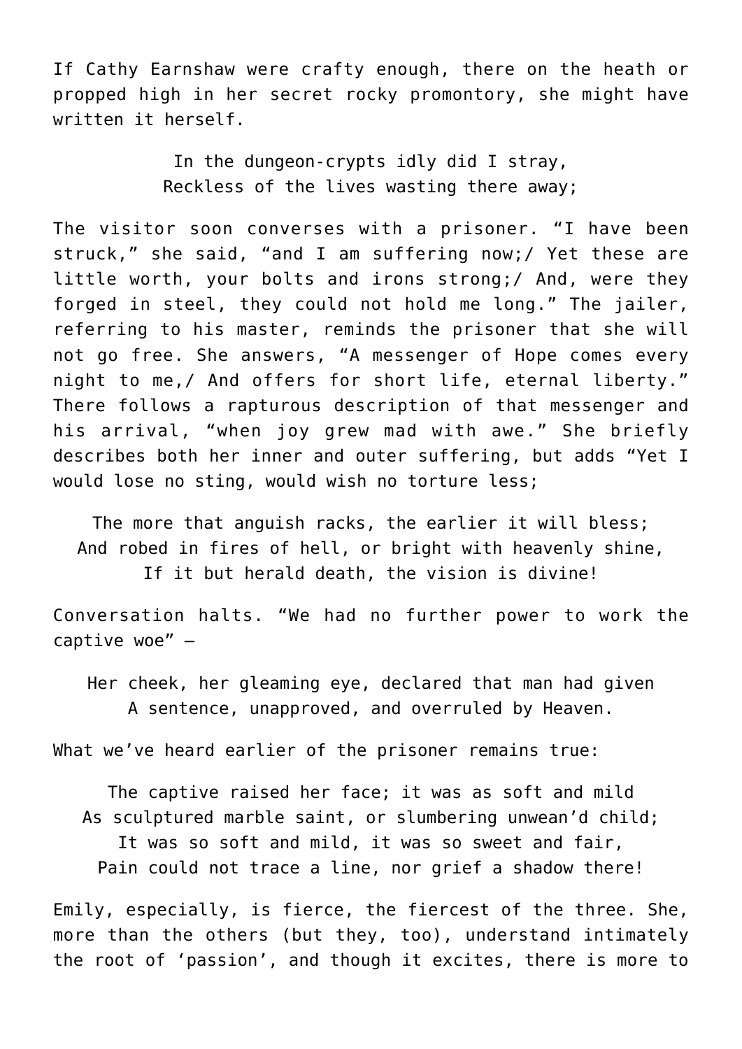If Cathy Earnshaw were crafty enough, there on the heath or propped high in her secret rocky promontory, she might have written it herself.

> In the dungeon-crypts idly did I stray,
> Reckless of the lives wasting there away;

The visitor soon converses with a prisoner. “I have been struck,” she said, “and I am suffering now;/ Yet these are little worth, your bolts and irons strong;/ And, were they forged in steel, they could not hold me long.” The jailer, referring to his master, reminds the prisoner that she will not go free. She answers, “A messenger of Hope comes every night to me,/ And offers for short life, eternal liberty.” There follows a rapturous description of that messenger and his arrival, “when joy grew mad with awe.” She briefly describes both her inner and outer suffering, but adds “Yet I would lose no sting, would wish no torture less;

> The more that anguish racks, the earlier it will bless;
> And robed in fires of hell, or bright with heavenly shine,
> If it but herald death, the vision is divine!

Conversation halts. “We had no further power to work the captive woe” –

> Her cheek, her gleaming eye, declared that man had given
> A sentence, unapproved, and overruled by Heaven.

What we’ve heard earlier of the prisoner remains true:

> The captive raised her face; it was as soft and mild
> As sculptured marble saint, or slumbering unwean’d child;
> It was so soft and mild, it was so sweet and fair,
> Pain could not trace a line, nor grief a shadow there!

Emily, especially, is fierce, the fiercest of the three. She, more than the others (but they, too), understand intimately the root of ‘passion’, and though it excites, there is more to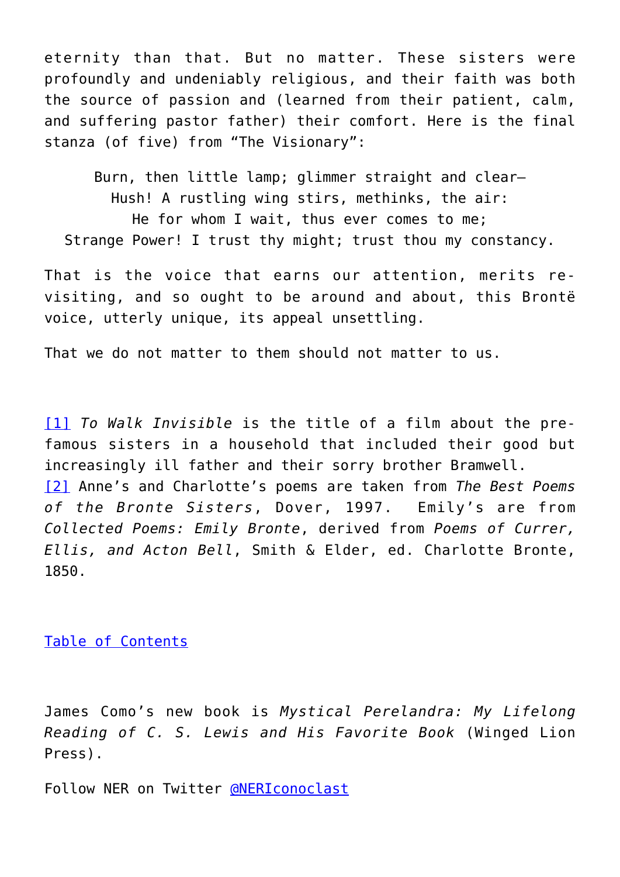eternity than that. But no matter. These sisters were profoundly and undeniably religious, and their faith was both the source of passion and (learned from their patient, calm, and suffering pastor father) their comfort. Here is the final stanza (of five) from "The Visionary":

> Burn, then little lamp; glimmer straight and clear—
> Hush! A rustling wing stirs, methinks, the air:
> He for whom I wait, thus ever comes to me;
> Strange Power! I trust thy might; trust thou my constancy.

That is the voice that earns our attention, merits re-visiting, and so ought to be around and about, this Brontë voice, utterly unique, its appeal unsettling.

That we do not matter to them should not matter to us.

[1] *To Walk Invisible* is the title of a film about the pre-famous sisters in a household that included their good but increasingly ill father and their sorry brother Bramwell.
[2] Anne's and Charlotte's poems are taken from *The Best Poems of the Bronte Sisters*, Dover, 1997. Emily's are from *Collected Poems: Emily Bronte*, derived from *Poems of Currer, Ellis, and Acton Bell*, Smith & Elder, ed. Charlotte Bronte, 1850.

Table of Contents

James Como's new book is *Mystical Perelandra: My Lifelong Reading of C. S. Lewis and His Favorite Book* (Winged Lion Press).

Follow NER on Twitter @NERIconoclast